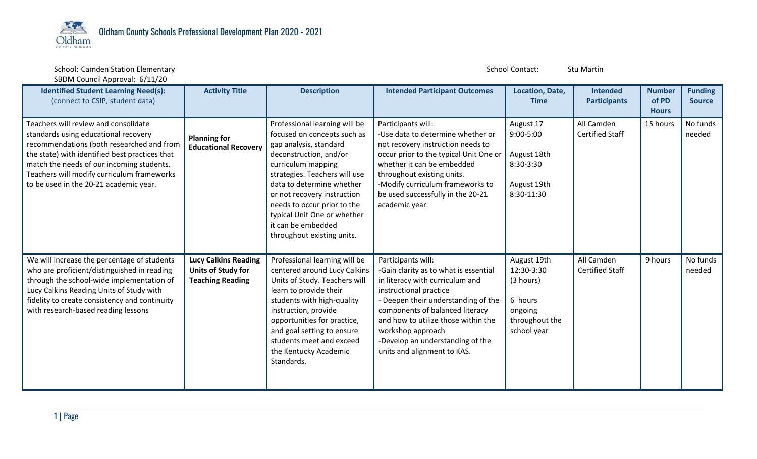# Oldham County Schools Professional Development Plan 2020 - 2021

School: Camden Station Elementary

School Contact: Stu Martin

SBDM Council Approval: 6/11/20

| Identified Student Learning Need(s): (connect to CSIP, student data) | Activity Title | Description | Intended Participant Outcomes | Location, Date, Time | Intended Participants | Number of PD Hours | Funding Source |
|---|---|---|---|---|---|---|---|
| Teachers will review and consolidate standards using educational recovery recommendations (both researched and from the state) with identified best practices that match the needs of our incoming students. Teachers will modify curriculum frameworks to be used in the 20-21 academic year. | **Planning for Educational Recovery** | Professional learning will be focused on concepts such as gap analysis, standard deconstruction, and/or curriculum mapping strategies. Teachers will use data to determine whether or not recovery instruction needs to occur prior to the typical Unit One or whether it can be embedded throughout existing units. | Participants will:<br>-Use data to determine whether or not recovery instruction needs to occur prior to the typical Unit One or whether it can be embedded throughout existing units.<br>-Modify curriculum frameworks to be used successfully in the 20-21 academic year. | August 17<br>9:00-5:00<br><br>August 18th<br>8:30-3:30<br><br>August 19th<br>8:30-11:30 | All Camden Certified Staff | 15 hours | No funds needed |
| We will increase the percentage of students who are proficient/distinguished in reading through the school-wide implementation of Lucy Calkins Reading Units of Study with fidelity to create consistency and continuity with research-based reading lessons | **Lucy Calkins Reading Units of Study for Teaching Reading** | Professional learning will be centered around Lucy Calkins Units of Study. Teachers will learn to provide their students with high-quality instruction, provide opportunities for practice, and goal setting to ensure students meet and exceed the Kentucky Academic Standards. | Participants will:<br>-Gain clarity as to what is essential in literacy with curriculum and instructional practice<br>- Deepen their understanding of the components of balanced literacy and how to utilize those within the workshop approach<br>-Develop an understanding of the units and alignment to KAS. | August 19th<br>12:30-3:30<br>(3 hours)<br><br>6 hours ongoing throughout the school year | All Camden Certified Staff | 9 hours | No funds needed |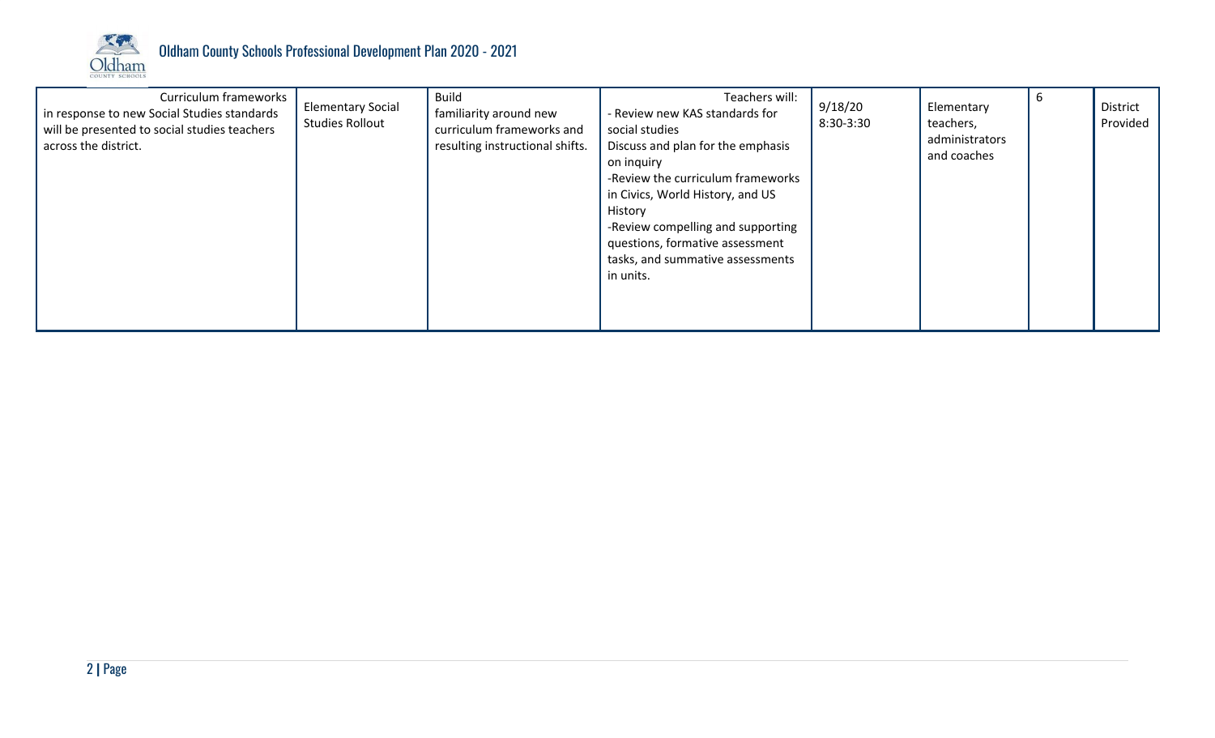| | | | | | | | |
|---|---|---|---|---|---|---|---|
| Curriculum frameworks in response to new Social Studies standards will be presented to social studies teachers across the district. | Elementary Social Studies Rollout | Build familiarity around new curriculum frameworks and resulting instructional shifts. | Teachers will:<br>- Review new KAS standards for social studies<br>Discuss and plan for the emphasis on inquiry<br>-Review the curriculum frameworks in Civics, World History, and US History<br>-Review compelling and supporting questions, formative assessment tasks, and summative assessments in units. | 9/18/20<br>8:30-3:30 | Elementary teachers, administrators and coaches | 6 | District Provided |